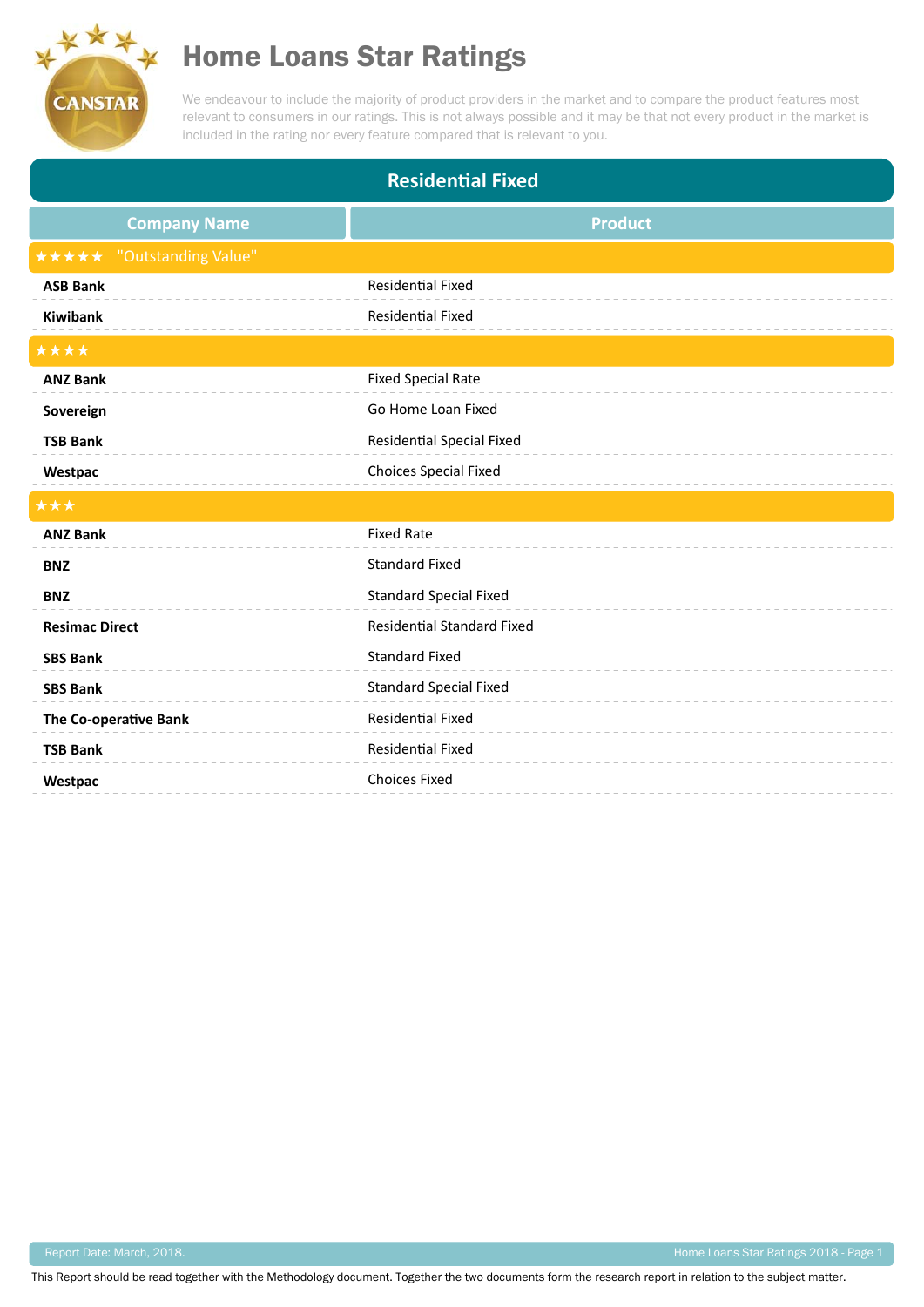# Home Loans Star Ratings

We endeavour to include the majority of product providers in the market and to compare the product features most relevant to consumers in our ratings. This is not always possible and it may be that not every product in the market is included in the rating nor every feature compared that is relevant to you.

## Residential Fixed

| Company Name | Product |
|---|---|
| ★★★★★ "Outstanding Value" | |
| **ASB Bank** | Residential Fixed |
| **Kiwibank** | Residential Fixed |
| ★★★★ | |
| **ANZ Bank** | Fixed Special Rate |
| **Sovereign** | Go Home Loan Fixed |
| **TSB Bank** | Residential Special Fixed |
| **Westpac** | Choices Special Fixed |
| ★★★ | |
| **ANZ Bank** | Fixed Rate |
| **BNZ** | Standard Fixed |
| **BNZ** | Standard Special Fixed |
| **Resimac Direct** | Residential Standard Fixed |
| **SBS Bank** | Standard Fixed |
| **SBS Bank** | Standard Special Fixed |
| **The Co-operative Bank** | Residential Fixed |
| **TSB Bank** | Residential Fixed |
| **Westpac** | Choices Fixed |

Report Date: March, 2018.

This Report should be read together with the Methodology document. Together the two documents form the research report in relation to the subject matter.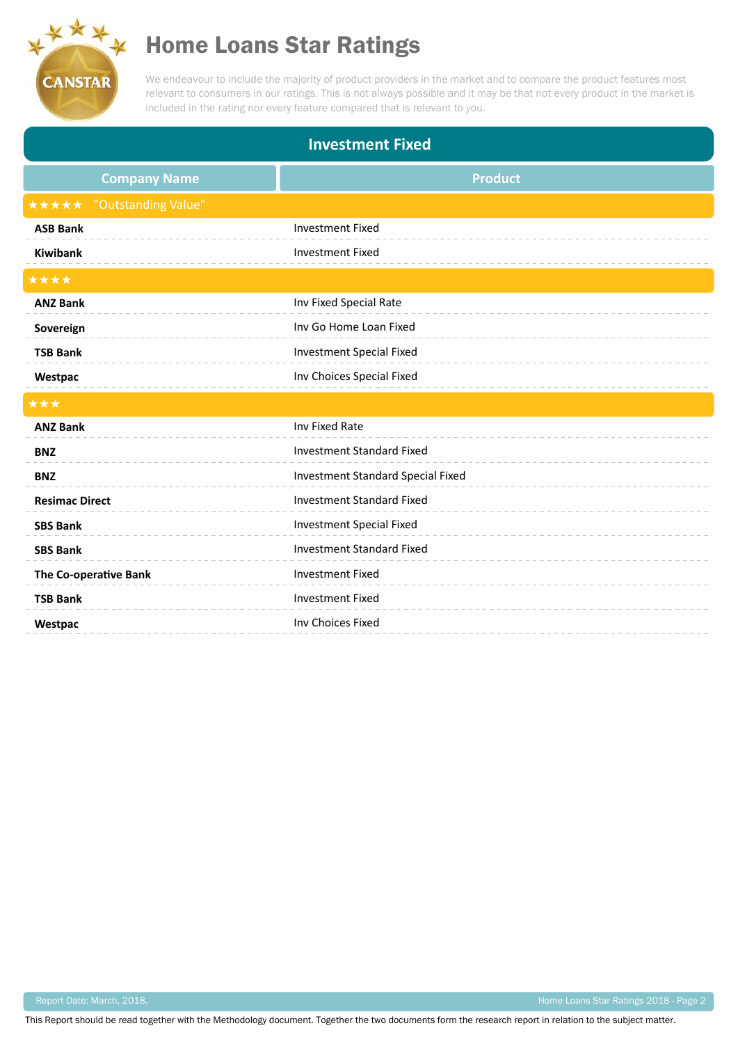# Home Loans Star Ratings

We endeavour to include the majority of product providers in the market and to compare the product features most relevant to consumers in our ratings. This is not always possible and it may be that not every product in the market is included in the rating nor every feature compared that is relevant to you.

## Investment Fixed

| Company Name | Product |
|---|---|
| ★★★★★ "Outstanding Value" | |
| **ASB Bank** | Investment Fixed |
| **Kiwibank** | Investment Fixed |
| ★★★★ | |
| **ANZ Bank** | Inv Fixed Special Rate |
| **Sovereign** | Inv Go Home Loan Fixed |
| **TSB Bank** | Investment Special Fixed |
| **Westpac** | Inv Choices Special Fixed |
| ★★★ | |
| **ANZ Bank** | Inv Fixed Rate |
| **BNZ** | Investment Standard Fixed |
| **BNZ** | Investment Standard Special Fixed |
| **Resimac Direct** | Investment Standard Fixed |
| **SBS Bank** | Investment Special Fixed |
| **SBS Bank** | Investment Standard Fixed |
| **The Co-operative Bank** | Investment Fixed |
| **TSB Bank** | Investment Fixed |
| **Westpac** | Inv Choices Fixed |

Report Date: March, 2018.

This Report should be read together with the Methodology document. Together the two documents form the research report in relation to the subject matter.